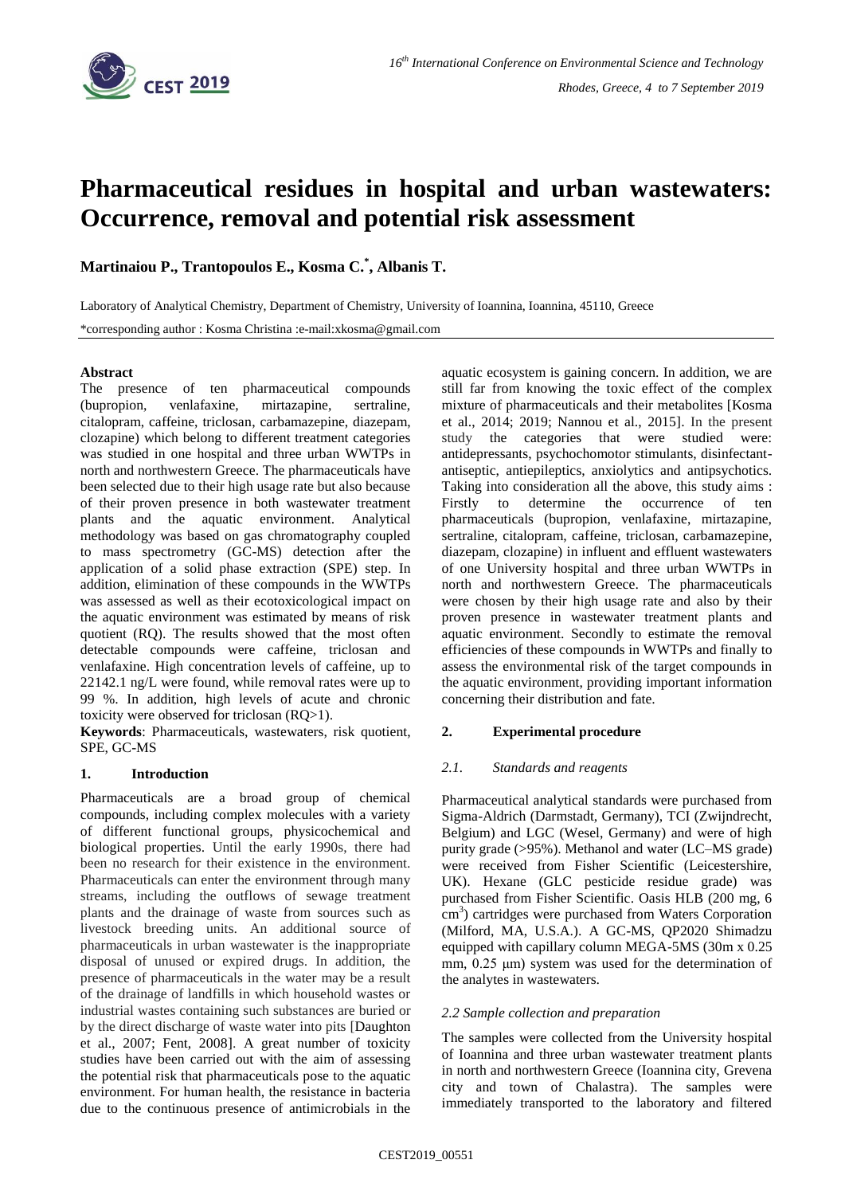# Pharmaceutical residues in hospital and urban wastewaters: Occurrence, removal and potential risk assessment

**Martinaiou P., Trantopoulos E., Kosma C.\*, Albanis T.**

Laboratory of Analytical Chemistry, Department of Chemistry, University of Ioannina, Ioannina, 45110, Greece

\*corresponding author : Kosma Christina :e-mail:xkosma@gmail.com

**Abstract**

The presence of ten pharmaceutical compounds (bupropion, venlafaxine, mirtazapine, sertraline, citalopram, caffeine, triclosan, carbamazepine, diazepam, clozapine) which belong to different treatment categories was studied in one hospital and three urban WWTPs in north and northwestern Greece. The pharmaceuticals have been selected due to their high usage rate but also because of their proven presence in both wastewater treatment plants and the aquatic environment. Analytical methodology was based on gas chromatography coupled to mass spectrometry (GC-MS) detection after the application of a solid phase extraction (SPE) step. In addition, elimination of these compounds in the WWTPs was assessed as well as their ecotoxicological impact on the aquatic environment was estimated by means of risk quotient (RQ). The results showed that the most often detectable compounds were caffeine, triclosan and venlafaxine. High concentration levels of caffeine, up to 22142.1 ng/L were found, while removal rates were up to 99 %. In addition, high levels of acute and chronic toxicity were observed for triclosan (RQ>1).

**Keywords**: Pharmaceuticals, wastewaters, risk quotient, SPE, GC-MS

## 1. Introduction

Pharmaceuticals are a broad group of chemical compounds, including complex molecules with a variety of different functional groups, physicochemical and biological properties. Until the early 1990s, there had been no research for their existence in the environment. Pharmaceuticals can enter the environment through many streams, including the outflows of sewage treatment plants and the drainage of waste from sources such as livestock breeding units. An additional source of pharmaceuticals in urban wastewater is the inappropriate disposal of unused or expired drugs. In addition, the presence of pharmaceuticals in the water may be a result of the drainage of landfills in which household wastes or industrial wastes containing such substances are buried or by the direct discharge of waste water into pits [Daughton et al., 2007; Fent, 2008]. A great number of toxicity studies have been carried out with the aim of assessing the potential risk that pharmaceuticals pose to the aquatic environment. For human health, the resistance in bacteria due to the continuous presence of antimicrobials in the aquatic ecosystem is gaining concern. In addition, we are still far from knowing the toxic effect of the complex mixture of pharmaceuticals and their metabolites [Kosma et al., 2014; 2019; Nannou et al., 2015]. In the present study the categories that were studied were: antidepressants, psychochomotor stimulants, disinfectant-antiseptic, antiepileptics, anxiolytics and antipsychotics. Taking into consideration all the above, this study aims : Firstly to determine the occurrence of ten pharmaceuticals (bupropion, venlafaxine, mirtazapine, sertraline, citalopram, caffeine, triclosan, carbamazepine, diazepam, clozapine) in influent and effluent wastewaters of one University hospital and three urban WWTPs in north and northwestern Greece. The pharmaceuticals were chosen by their high usage rate and also by their proven presence in wastewater treatment plants and aquatic environment. Secondly to estimate the removal efficiencies of these compounds in WWTPs and finally to assess the environmental risk of the target compounds in the aquatic environment, providing important information concerning their distribution and fate.

## 2. Experimental procedure

### *2.1. Standards and reagents*

Pharmaceutical analytical standards were purchased from Sigma-Aldrich (Darmstadt, Germany), TCI (Zwijndrecht, Belgium) and LGC (Wesel, Germany) and were of high purity grade (>95%). Methanol and water (LC–MS grade) were received from Fisher Scientific (Leicestershire, UK). Hexane (GLC pesticide residue grade) was purchased from Fisher Scientific. Oasis HLB (200 mg, 6 $cm^3$) cartridges were purchased from Waters Corporation (Milford, MA, U.S.A.). A GC-MS, QP2020 Shimadzu equipped with capillary column MEGA-5MS (30m x 0.25 mm, 0.25 μm) system was used for the determination of the analytes in wastewaters.

### *2.2 Sample collection and preparation*

The samples were collected from the University hospital of Ioannina and three urban wastewater treatment plants in north and northwestern Greece (Ioannina city, Grevena city and town of Chalastra). The samples were immediately transported to the laboratory and filtered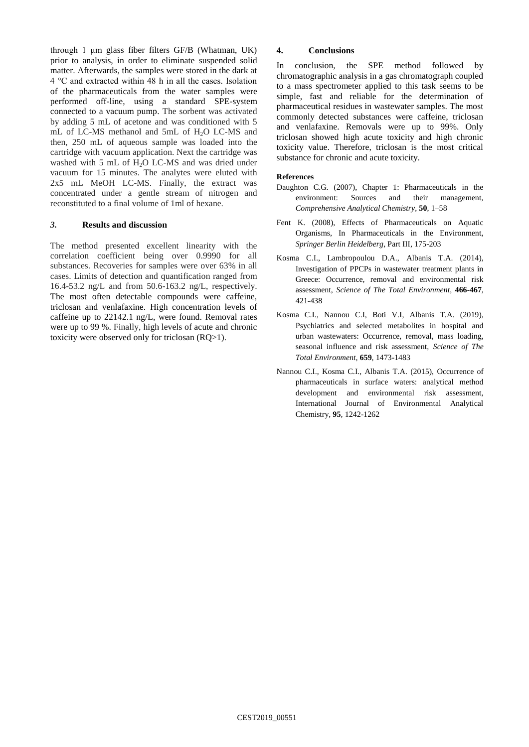through 1 μm glass fiber filters GF/B (Whatman, UK) prior to analysis, in order to eliminate suspended solid matter. Afterwards, the samples were stored in the dark at 4 °C and extracted within 48 h in all the cases. Isolation of the pharmaceuticals from the water samples were performed off-line, using a standard SPE-system connected to a vacuum pump. The sorbent was activated by adding 5 mL of acetone and was conditioned with 5 mL of LC-MS methanol and 5mL of $H_2O$ LC-MS and then, 250 mL of aqueous sample was loaded into the cartridge with vacuum application. Next the cartridge was washed with 5 mL of $H_2O$ LC-MS and was dried under vacuum for 15 minutes. The analytes were eluted with 2x5 mL MeOH LC-MS. Finally, the extract was concentrated under a gentle stream of nitrogen and reconstituted to a final volume of 1ml of hexane.

## *3.* Results and discussion

The method presented excellent linearity with the correlation coefficient being over 0.9990 for all substances. Recoveries for samples were over 63% in all cases. Limits of detection and quantification ranged from 16.4-53.2 ng/L and from 50.6-163.2 ng/L, respectively. The most often detectable compounds were caffeine, triclosan and venlafaxine. High concentration levels of caffeine up to 22142.1 ng/L, were found. Removal rates were up to 99 %. Finally, high levels of acute and chronic toxicity were observed only for triclosan (RQ>1).

## 4. Conclusions

In conclusion, the SPE method followed by chromatographic analysis in a gas chromatograph coupled to a mass spectrometer applied to this task seems to be simple, fast and reliable for the determination of pharmaceutical residues in wastewater samples. The most commonly detected substances were caffeine, triclosan and venlafaxine. Removals were up to 99%. Only triclosan showed high acute toxicity and high chronic toxicity value. Therefore, triclosan is the most critical substance for chronic and acute toxicity.

### References

Daughton C.G. (2007), Chapter 1: Pharmaceuticals in the environment: Sources and their management, *Comprehensive Analytical Chemistry*, **50**, 1–58

Fent K. (2008), Effects of Pharmaceuticals on Aquatic Organisms, In Pharmaceuticals in the Environment, *Springer Berlin Heidelberg*, Part III, 175-203

Kosma C.I., Lambropoulou D.A., Albanis T.A. (2014), Investigation of PPCPs in wastewater treatment plants in Greece: Occurrence, removal and environmental risk assessment, *Science of The Total Environment*, **466-467**, 421-438

Kosma C.I., Nannou C.I, Boti V.I, Albanis T.A. (2019), Psychiatrics and selected metabolites in hospital and urban wastewaters: Occurrence, removal, mass loading, seasonal influence and risk assessment, *Science of The Total Environment*, **659**, 1473-1483

Nannou C.I., Kosma C.I., Albanis T.A. (2015), Occurrence of pharmaceuticals in surface waters: analytical method development and environmental risk assessment, International Journal of Environmental Analytical Chemistry, **95**, 1242-1262